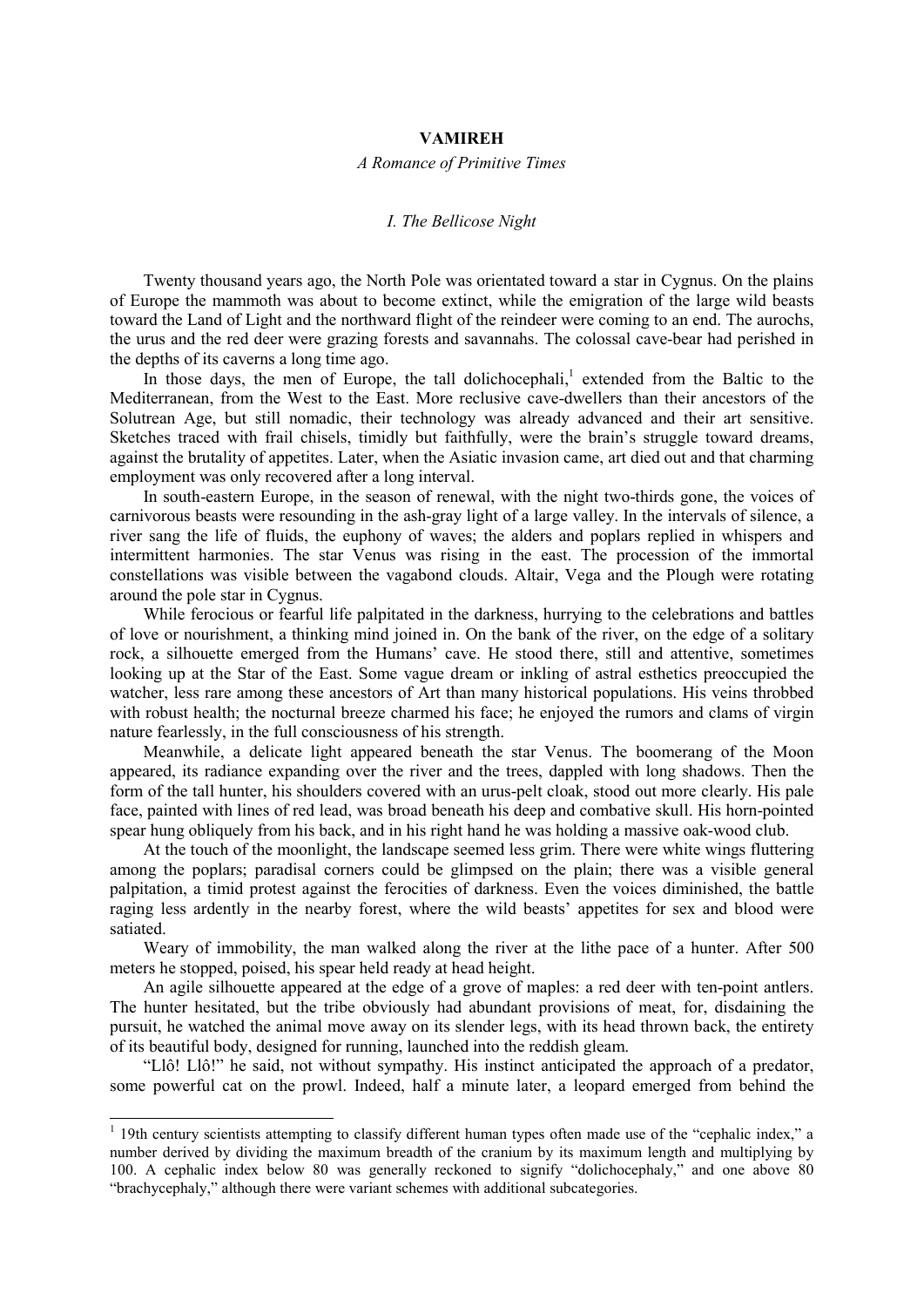# VAMIREH

*A Romance of Primitive Times*

## *I. The Bellicose Night*

Twenty thousand years ago, the North Pole was orientated toward a star in Cygnus. On the plains of Europe the mammoth was about to become extinct, while the emigration of the large wild beasts toward the Land of Light and the northward flight of the reindeer were coming to an end. The aurochs, the urus and the red deer were grazing forests and savannahs. The colossal cave-bear had perished in the depths of its caverns a long time ago.

In those days, the men of Europe, the tall dolichocephali,[1] extended from the Baltic to the Mediterranean, from the West to the East. More reclusive cave-dwellers than their ancestors of the Solutrean Age, but still nomadic, their technology was already advanced and their art sensitive. Sketches traced with frail chisels, timidly but faithfully, were the brain's struggle toward dreams, against the brutality of appetites. Later, when the Asiatic invasion came, art died out and that charming employment was only recovered after a long interval.

In south-eastern Europe, in the season of renewal, with the night two-thirds gone, the voices of carnivorous beasts were resounding in the ash-gray light of a large valley. In the intervals of silence, a river sang the life of fluids, the euphony of waves; the alders and poplars replied in whispers and intermittent harmonies. The star Venus was rising in the east. The procession of the immortal constellations was visible between the vagabond clouds. Altair, Vega and the Plough were rotating around the pole star in Cygnus.

While ferocious or fearful life palpitated in the darkness, hurrying to the celebrations and battles of love or nourishment, a thinking mind joined in. On the bank of the river, on the edge of a solitary rock, a silhouette emerged from the Humans' cave. He stood there, still and attentive, sometimes looking up at the Star of the East. Some vague dream or inkling of astral esthetics preoccupied the watcher, less rare among these ancestors of Art than many historical populations. His veins throbbed with robust health; the nocturnal breeze charmed his face; he enjoyed the rumors and clams of virgin nature fearlessly, in the full consciousness of his strength.

Meanwhile, a delicate light appeared beneath the star Venus. The boomerang of the Moon appeared, its radiance expanding over the river and the trees, dappled with long shadows. Then the form of the tall hunter, his shoulders covered with an urus-pelt cloak, stood out more clearly. His pale face, painted with lines of red lead, was broad beneath his deep and combative skull. His horn-pointed spear hung obliquely from his back, and in his right hand he was holding a massive oak-wood club.

At the touch of the moonlight, the landscape seemed less grim. There were white wings fluttering among the poplars; paradisal corners could be glimpsed on the plain; there was a visible general palpitation, a timid protest against the ferocities of darkness. Even the voices diminished, the battle raging less ardently in the nearby forest, where the wild beasts' appetites for sex and blood were satiated.

Weary of immobility, the man walked along the river at the lithe pace of a hunter. After 500 meters he stopped, poised, his spear held ready at head height.

An agile silhouette appeared at the edge of a grove of maples: a red deer with ten-point antlers. The hunter hesitated, but the tribe obviously had abundant provisions of meat, for, disdaining the pursuit, he watched the animal move away on its slender legs, with its head thrown back, the entirety of its beautiful body, designed for running, launched into the reddish gleam.

"Llô! Llô!" he said, not without sympathy. His instinct anticipated the approach of a predator, some powerful cat on the prowl. Indeed, half a minute later, a leopard emerged from behind the

---

[1] 19th century scientists attempting to classify different human types often made use of the "cephalic index," a number derived by dividing the maximum breadth of the cranium by its maximum length and multiplying by 100. A cephalic index below 80 was generally reckoned to signify "dolichocephaly," and one above 80 "brachycephaly," although there were variant schemes with additional subcategories.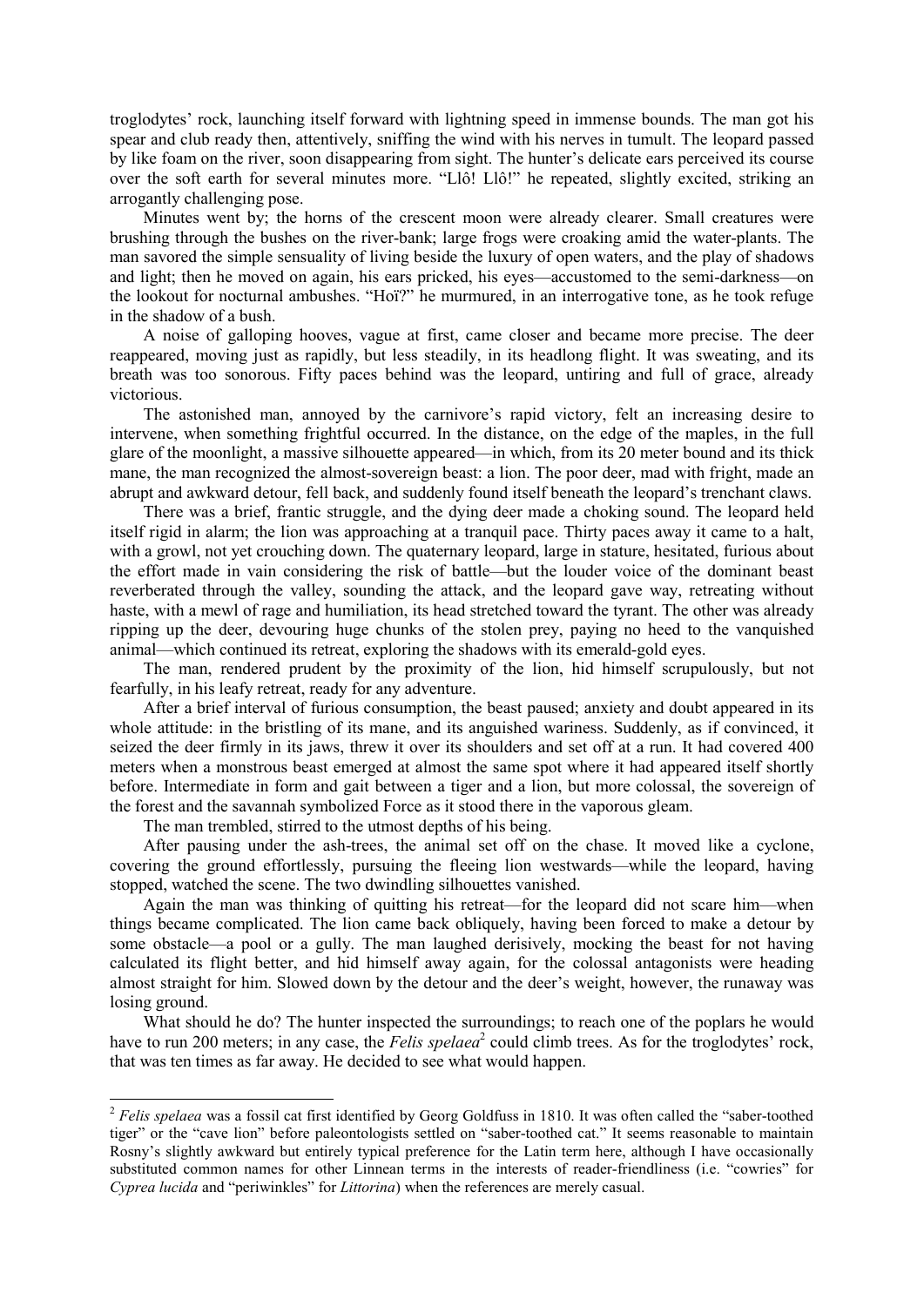troglodytes' rock, launching itself forward with lightning speed in immense bounds. The man got his spear and club ready then, attentively, sniffing the wind with his nerves in tumult. The leopard passed by like foam on the river, soon disappearing from sight. The hunter's delicate ears perceived its course over the soft earth for several minutes more. "Llô! Llô!" he repeated, slightly excited, striking an arrogantly challenging pose.

Minutes went by; the horns of the crescent moon were already clearer. Small creatures were brushing through the bushes on the river-bank; large frogs were croaking amid the water-plants. The man savored the simple sensuality of living beside the luxury of open waters, and the play of shadows and light; then he moved on again, his ears pricked, his eyes—accustomed to the semi-darkness—on the lookout for nocturnal ambushes. "Hoï?" he murmured, in an interrogative tone, as he took refuge in the shadow of a bush.

A noise of galloping hooves, vague at first, came closer and became more precise. The deer reappeared, moving just as rapidly, but less steadily, in its headlong flight. It was sweating, and its breath was too sonorous. Fifty paces behind was the leopard, untiring and full of grace, already victorious.

The astonished man, annoyed by the carnivore's rapid victory, felt an increasing desire to intervene, when something frightful occurred. In the distance, on the edge of the maples, in the full glare of the moonlight, a massive silhouette appeared—in which, from its 20 meter bound and its thick mane, the man recognized the almost-sovereign beast: a lion. The poor deer, mad with fright, made an abrupt and awkward detour, fell back, and suddenly found itself beneath the leopard's trenchant claws.

There was a brief, frantic struggle, and the dying deer made a choking sound. The leopard held itself rigid in alarm; the lion was approaching at a tranquil pace. Thirty paces away it came to a halt, with a growl, not yet crouching down. The quaternary leopard, large in stature, hesitated, furious about the effort made in vain considering the risk of battle—but the louder voice of the dominant beast reverberated through the valley, sounding the attack, and the leopard gave way, retreating without haste, with a mewl of rage and humiliation, its head stretched toward the tyrant. The other was already ripping up the deer, devouring huge chunks of the stolen prey, paying no heed to the vanquished animal—which continued its retreat, exploring the shadows with its emerald-gold eyes.

The man, rendered prudent by the proximity of the lion, hid himself scrupulously, but not fearfully, in his leafy retreat, ready for any adventure.

After a brief interval of furious consumption, the beast paused; anxiety and doubt appeared in its whole attitude: in the bristling of its mane, and its anguished wariness. Suddenly, as if convinced, it seized the deer firmly in its jaws, threw it over its shoulders and set off at a run. It had covered 400 meters when a monstrous beast emerged at almost the same spot where it had appeared itself shortly before. Intermediate in form and gait between a tiger and a lion, but more colossal, the sovereign of the forest and the savannah symbolized Force as it stood there in the vaporous gleam.

The man trembled, stirred to the utmost depths of his being.

After pausing under the ash-trees, the animal set off on the chase. It moved like a cyclone, covering the ground effortlessly, pursuing the fleeing lion westwards—while the leopard, having stopped, watched the scene. The two dwindling silhouettes vanished.

Again the man was thinking of quitting his retreat—for the leopard did not scare him—when things became complicated. The lion came back obliquely, having been forced to make a detour by some obstacle—a pool or a gully. The man laughed derisively, mocking the beast for not having calculated its flight better, and hid himself away again, for the colossal antagonists were heading almost straight for him. Slowed down by the detour and the deer's weight, however, the runaway was losing ground.

What should he do? The hunter inspected the surroundings; to reach one of the poplars he would have to run 200 meters; in any case, the *Felis spelaea*[2] could climb trees. As for the troglodytes' rock, that was ten times as far away. He decided to see what would happen.

---

[2] *Felis spelaea* was a fossil cat first identified by Georg Goldfuss in 1810. It was often called the "saber-toothed tiger" or the "cave lion" before paleontologists settled on "saber-toothed cat." It seems reasonable to maintain Rosny's slightly awkward but entirely typical preference for the Latin term here, although I have occasionally substituted common names for other Linnean terms in the interests of reader-friendliness (i.e. "cowries" for *Cyprea lucida* and "periwinkles" for *Littorina*) when the references are merely casual.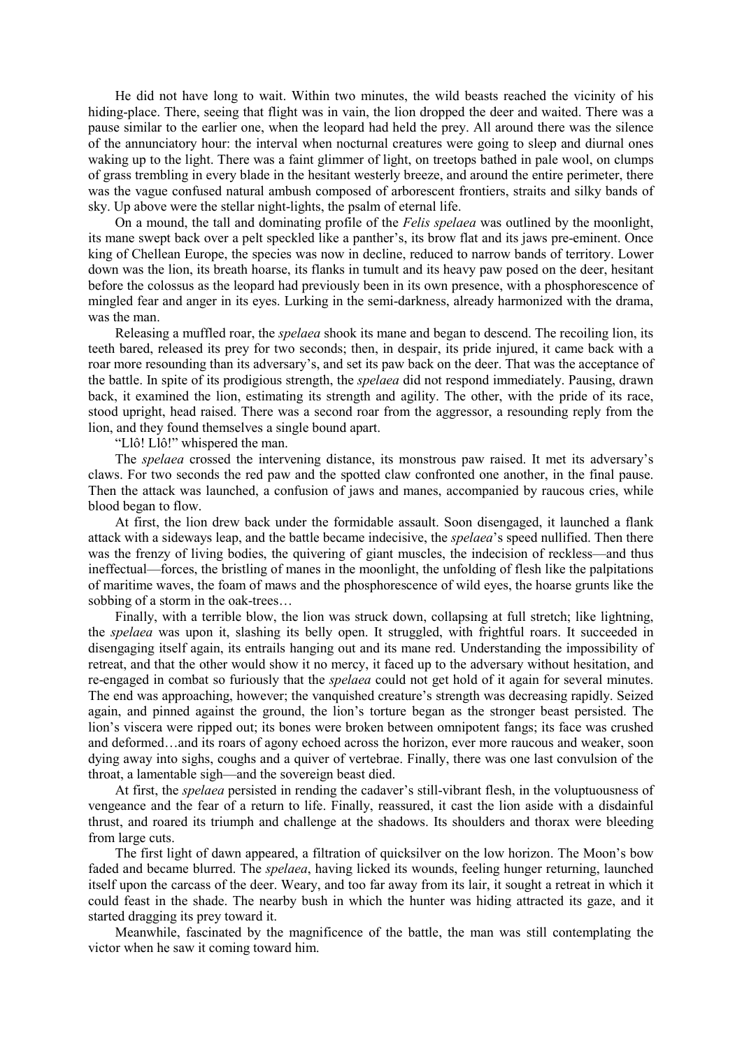He did not have long to wait. Within two minutes, the wild beasts reached the vicinity of his hiding-place. There, seeing that flight was in vain, the lion dropped the deer and waited. There was a pause similar to the earlier one, when the leopard had held the prey. All around there was the silence of the annunciatory hour: the interval when nocturnal creatures were going to sleep and diurnal ones waking up to the light. There was a faint glimmer of light, on treetops bathed in pale wool, on clumps of grass trembling in every blade in the hesitant westerly breeze, and around the entire perimeter, there was the vague confused natural ambush composed of arborescent frontiers, straits and silky bands of sky. Up above were the stellar night-lights, the psalm of eternal life.

On a mound, the tall and dominating profile of the *Felis spelaea* was outlined by the moonlight, its mane swept back over a pelt speckled like a panther's, its brow flat and its jaws pre-eminent. Once king of Chellean Europe, the species was now in decline, reduced to narrow bands of territory. Lower down was the lion, its breath hoarse, its flanks in tumult and its heavy paw posed on the deer, hesitant before the colossus as the leopard had previously been in its own presence, with a phosphorescence of mingled fear and anger in its eyes. Lurking in the semi-darkness, already harmonized with the drama, was the man.

Releasing a muffled roar, the *spelaea* shook its mane and began to descend. The recoiling lion, its teeth bared, released its prey for two seconds; then, in despair, its pride injured, it came back with a roar more resounding than its adversary's, and set its paw back on the deer. That was the acceptance of the battle. In spite of its prodigious strength, the *spelaea* did not respond immediately. Pausing, drawn back, it examined the lion, estimating its strength and agility. The other, with the pride of its race, stood upright, head raised. There was a second roar from the aggressor, a resounding reply from the lion, and they found themselves a single bound apart.

"Llô! Llô!" whispered the man.

The *spelaea* crossed the intervening distance, its monstrous paw raised. It met its adversary's claws. For two seconds the red paw and the spotted claw confronted one another, in the final pause. Then the attack was launched, a confusion of jaws and manes, accompanied by raucous cries, while blood began to flow.

At first, the lion drew back under the formidable assault. Soon disengaged, it launched a flank attack with a sideways leap, and the battle became indecisive, the *spelaea*'s speed nullified. Then there was the frenzy of living bodies, the quivering of giant muscles, the indecision of reckless—and thus ineffectual—forces, the bristling of manes in the moonlight, the unfolding of flesh like the palpitations of maritime waves, the foam of maws and the phosphorescence of wild eyes, the hoarse grunts like the sobbing of a storm in the oak-trees…

Finally, with a terrible blow, the lion was struck down, collapsing at full stretch; like lightning, the *spelaea* was upon it, slashing its belly open. It struggled, with frightful roars. It succeeded in disengaging itself again, its entrails hanging out and its mane red. Understanding the impossibility of retreat, and that the other would show it no mercy, it faced up to the adversary without hesitation, and re-engaged in combat so furiously that the *spelaea* could not get hold of it again for several minutes. The end was approaching, however; the vanquished creature's strength was decreasing rapidly. Seized again, and pinned against the ground, the lion's torture began as the stronger beast persisted. The lion's viscera were ripped out; its bones were broken between omnipotent fangs; its face was crushed and deformed…and its roars of agony echoed across the horizon, ever more raucous and weaker, soon dying away into sighs, coughs and a quiver of vertebrae. Finally, there was one last convulsion of the throat, a lamentable sigh—and the sovereign beast died.

At first, the *spelaea* persisted in rending the cadaver's still-vibrant flesh, in the voluptuousness of vengeance and the fear of a return to life. Finally, reassured, it cast the lion aside with a disdainful thrust, and roared its triumph and challenge at the shadows. Its shoulders and thorax were bleeding from large cuts.

The first light of dawn appeared, a filtration of quicksilver on the low horizon. The Moon's bow faded and became blurred. The *spelaea*, having licked its wounds, feeling hunger returning, launched itself upon the carcass of the deer. Weary, and too far away from its lair, it sought a retreat in which it could feast in the shade. The nearby bush in which the hunter was hiding attracted its gaze, and it started dragging its prey toward it.

Meanwhile, fascinated by the magnificence of the battle, the man was still contemplating the victor when he saw it coming toward him.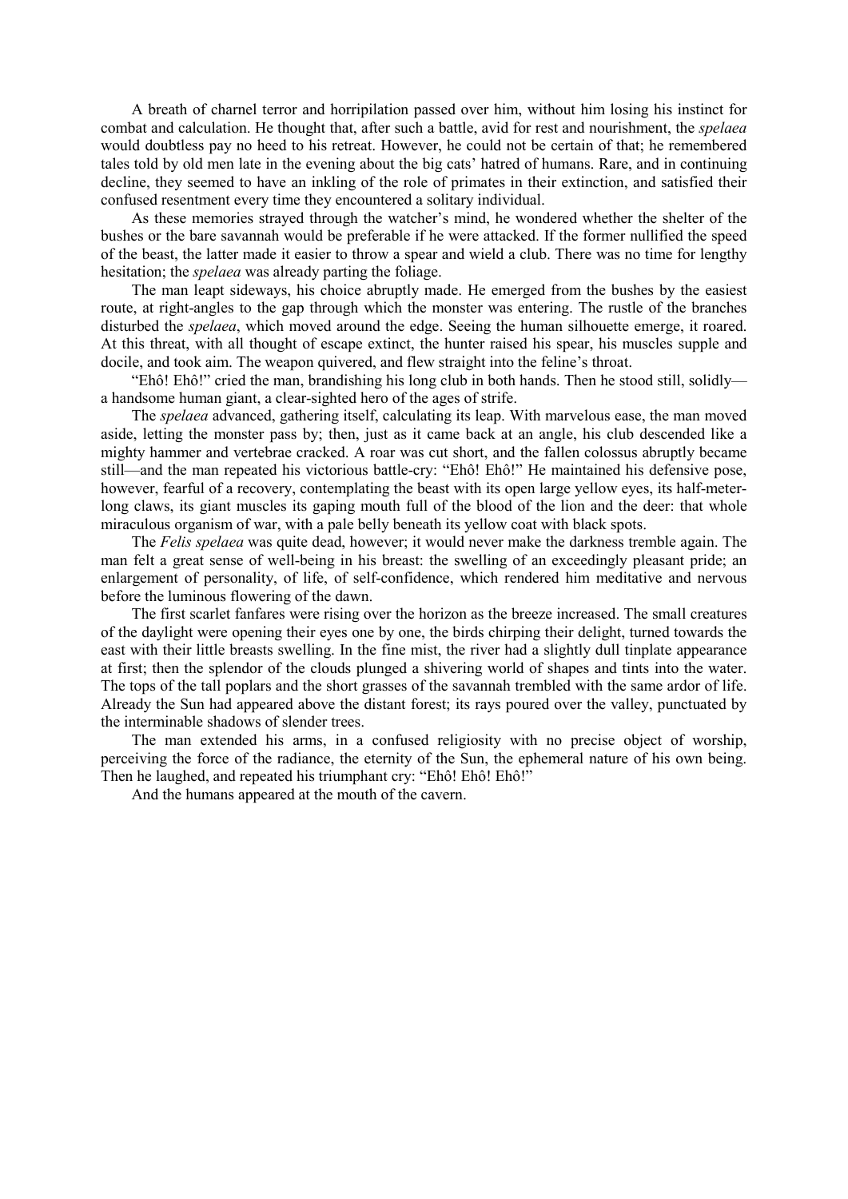A breath of charnel terror and horripilation passed over him, without him losing his instinct for combat and calculation. He thought that, after such a battle, avid for rest and nourishment, the *spelaea* would doubtless pay no heed to his retreat. However, he could not be certain of that; he remembered tales told by old men late in the evening about the big cats' hatred of humans. Rare, and in continuing decline, they seemed to have an inkling of the role of primates in their extinction, and satisfied their confused resentment every time they encountered a solitary individual.

As these memories strayed through the watcher's mind, he wondered whether the shelter of the bushes or the bare savannah would be preferable if he were attacked. If the former nullified the speed of the beast, the latter made it easier to throw a spear and wield a club. There was no time for lengthy hesitation; the *spelaea* was already parting the foliage.

The man leapt sideways, his choice abruptly made. He emerged from the bushes by the easiest route, at right-angles to the gap through which the monster was entering. The rustle of the branches disturbed the *spelaea*, which moved around the edge. Seeing the human silhouette emerge, it roared. At this threat, with all thought of escape extinct, the hunter raised his spear, his muscles supple and docile, and took aim. The weapon quivered, and flew straight into the feline's throat.

"Ehô! Ehô!" cried the man, brandishing his long club in both hands. Then he stood still, solidly—a handsome human giant, a clear-sighted hero of the ages of strife.

The *spelaea* advanced, gathering itself, calculating its leap. With marvelous ease, the man moved aside, letting the monster pass by; then, just as it came back at an angle, his club descended like a mighty hammer and vertebrae cracked. A roar was cut short, and the fallen colossus abruptly became still—and the man repeated his victorious battle-cry: "Ehô! Ehô!" He maintained his defensive pose, however, fearful of a recovery, contemplating the beast with its open large yellow eyes, its half-meter-long claws, its giant muscles its gaping mouth full of the blood of the lion and the deer: that whole miraculous organism of war, with a pale belly beneath its yellow coat with black spots.

The *Felis spelaea* was quite dead, however; it would never make the darkness tremble again. The man felt a great sense of well-being in his breast: the swelling of an exceedingly pleasant pride; an enlargement of personality, of life, of self-confidence, which rendered him meditative and nervous before the luminous flowering of the dawn.

The first scarlet fanfares were rising over the horizon as the breeze increased. The small creatures of the daylight were opening their eyes one by one, the birds chirping their delight, turned towards the east with their little breasts swelling. In the fine mist, the river had a slightly dull tinplate appearance at first; then the splendor of the clouds plunged a shivering world of shapes and tints into the water. The tops of the tall poplars and the short grasses of the savannah trembled with the same ardor of life. Already the Sun had appeared above the distant forest; its rays poured over the valley, punctuated by the interminable shadows of slender trees.

The man extended his arms, in a confused religiosity with no precise object of worship, perceiving the force of the radiance, the eternity of the Sun, the ephemeral nature of his own being. Then he laughed, and repeated his triumphant cry: "Ehô! Ehô! Ehô!"

And the humans appeared at the mouth of the cavern.